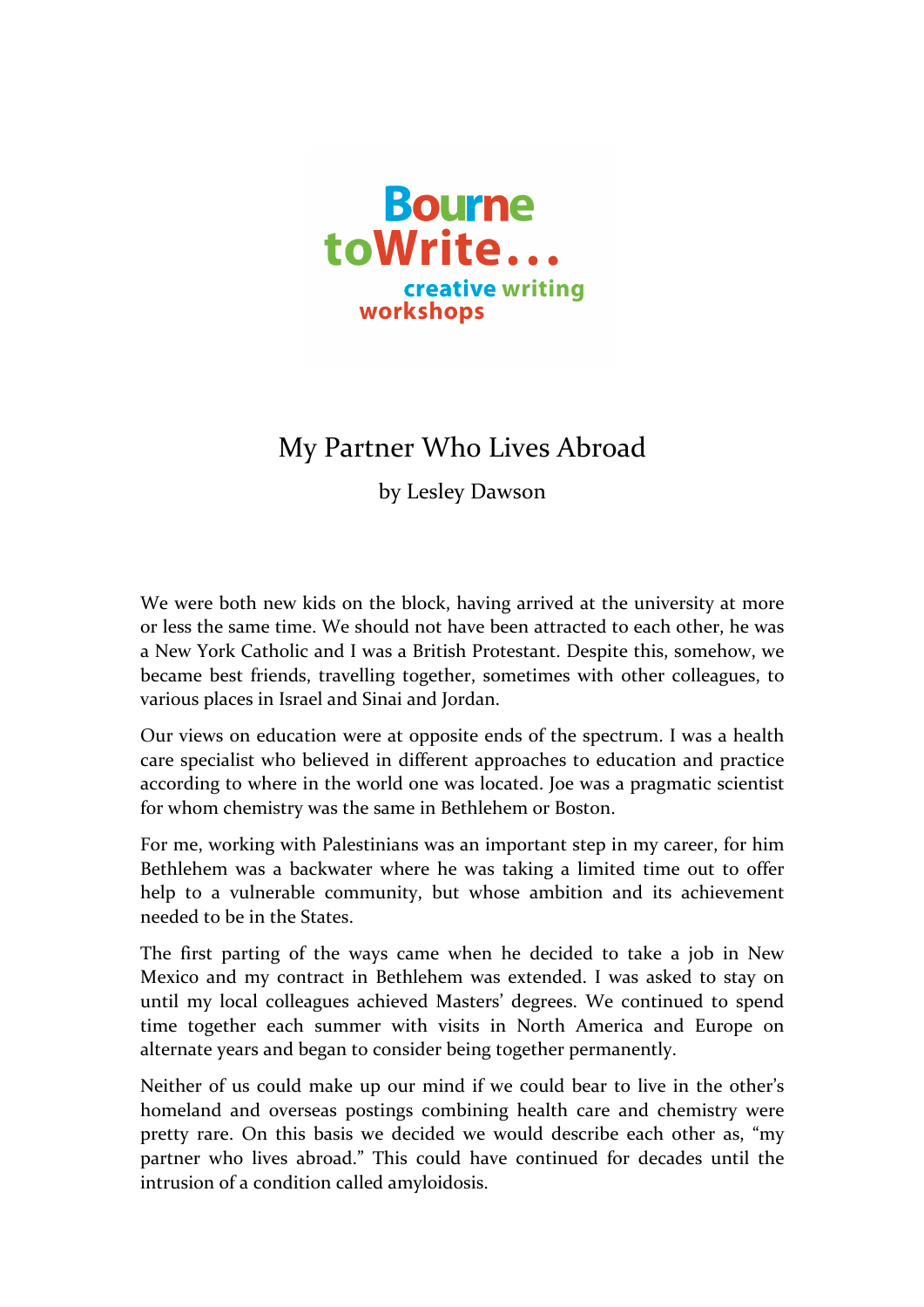Bourne toWrite... creative writing workshops

# My Partner Who Lives Abroad

by Lesley Dawson

We were both new kids on the block, having arrived at the university at more or less the same time. We should not have been attracted to each other, he was a New York Catholic and I was a British Protestant. Despite this, somehow, we became best friends, travelling together, sometimes with other colleagues, to various places in Israel and Sinai and Jordan.

Our views on education were at opposite ends of the spectrum. I was a health care specialist who believed in different approaches to education and practice according to where in the world one was located. Joe was a pragmatic scientist for whom chemistry was the same in Bethlehem or Boston.

For me, working with Palestinians was an important step in my career, for him Bethlehem was a backwater where he was taking a limited time out to offer help to a vulnerable community, but whose ambition and its achievement needed to be in the States.

The first parting of the ways came when he decided to take a job in New Mexico and my contract in Bethlehem was extended. I was asked to stay on until my local colleagues achieved Masters' degrees. We continued to spend time together each summer with visits in North America and Europe on alternate years and began to consider being together permanently.

Neither of us could make up our mind if we could bear to live in the other's homeland and overseas postings combining health care and chemistry were pretty rare. On this basis we decided we would describe each other as, "my partner who lives abroad." This could have continued for decades until the intrusion of a condition called amyloidosis.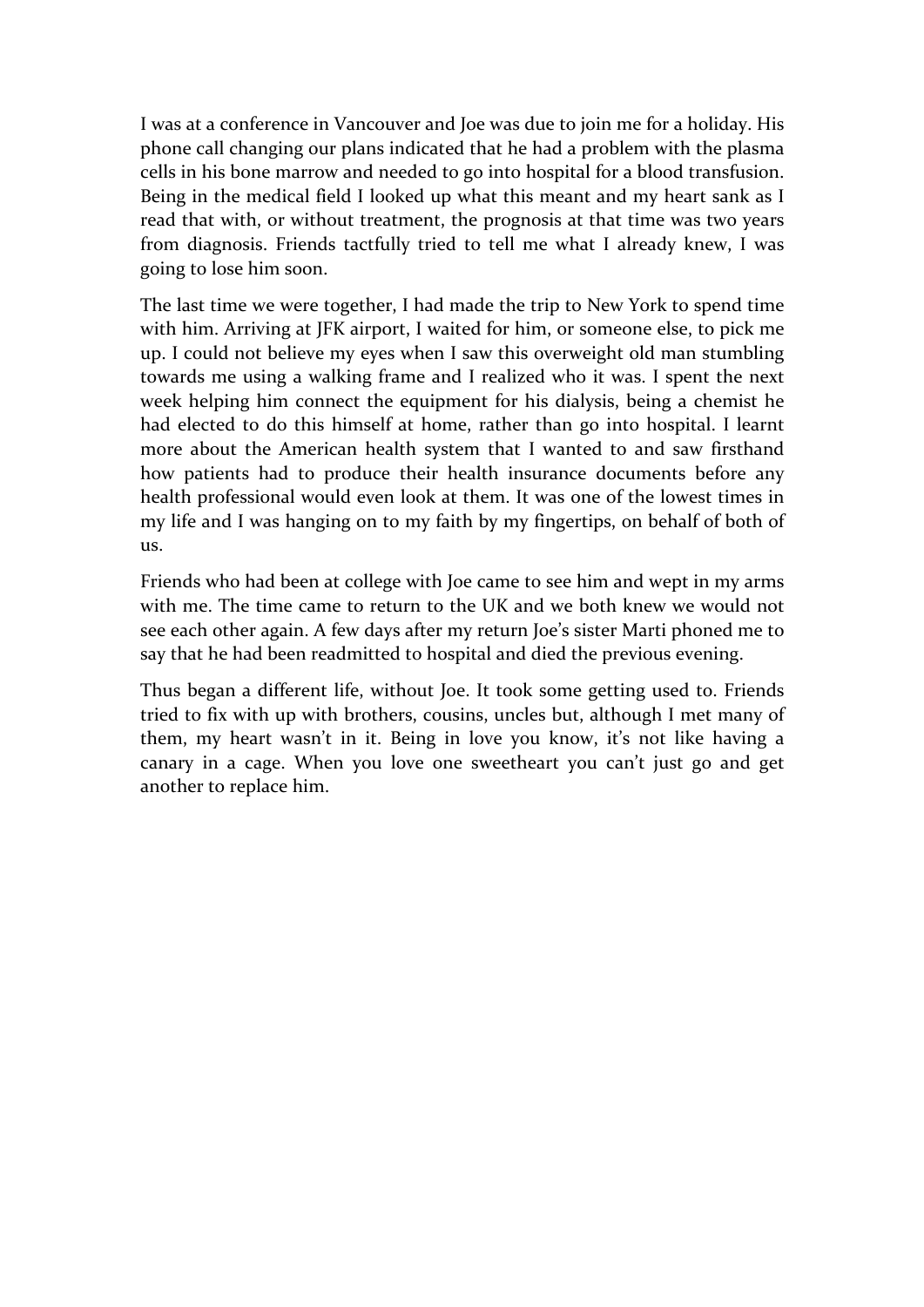I was at a conference in Vancouver and Joe was due to join me for a holiday. His phone call changing our plans indicated that he had a problem with the plasma cells in his bone marrow and needed to go into hospital for a blood transfusion. Being in the medical field I looked up what this meant and my heart sank as I read that with, or without treatment, the prognosis at that time was two years from diagnosis. Friends tactfully tried to tell me what I already knew, I was going to lose him soon.

The last time we were together, I had made the trip to New York to spend time with him. Arriving at JFK airport, I waited for him, or someone else, to pick me up. I could not believe my eyes when I saw this overweight old man stumbling towards me using a walking frame and I realized who it was. I spent the next week helping him connect the equipment for his dialysis, being a chemist he had elected to do this himself at home, rather than go into hospital. I learnt more about the American health system that I wanted to and saw firsthand how patients had to produce their health insurance documents before any health professional would even look at them. It was one of the lowest times in my life and I was hanging on to my faith by my fingertips, on behalf of both of us.

Friends who had been at college with Joe came to see him and wept in my arms with me. The time came to return to the UK and we both knew we would not see each other again. A few days after my return Joe's sister Marti phoned me to say that he had been readmitted to hospital and died the previous evening.

Thus began a different life, without Joe. It took some getting used to. Friends tried to fix with up with brothers, cousins, uncles but, although I met many of them, my heart wasn't in it. Being in love you know, it's not like having a canary in a cage. When you love one sweetheart you can't just go and get another to replace him.